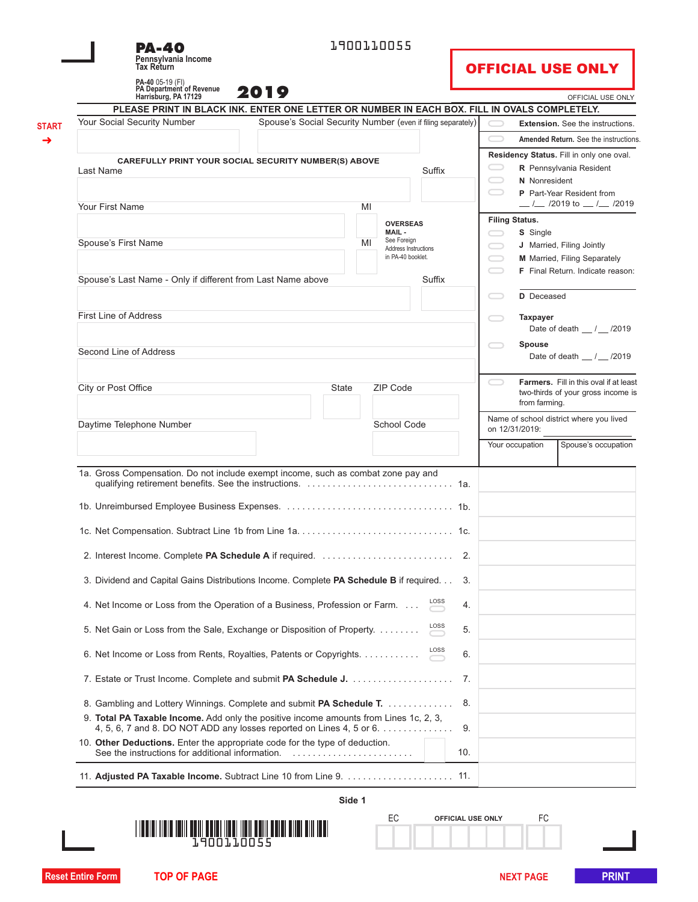# PA-40

Pennsylvania Income Tax Return

PA-40 05-19 (FI)
PA Department of Revenue
Harrisburg, PA 17129

**2019**

1900110055

**OFFICIAL USE ONLY**

OFFICIAL USE ONLY

**PLEASE PRINT IN BLACK INK. ENTER ONE LETTER OR NUMBER IN EACH BOX. FILL IN OVALS COMPLETELY.**

START ➜

Your Social Security Number

Spouse's Social Security Number (even if filing separately)

**CAREFULLY PRINT YOUR SOCIAL SECURITY NUMBER(S) ABOVE**

Last Name | Suffix

Your First Name | MI

Spouse's First Name | MI

**OVERSEAS MAIL -** See Foreign Address Instructions in PA-40 booklet.

Spouse's Last Name - Only if different from Last Name above | Suffix

First Line of Address

Second Line of Address

City or Post Office | State | ZIP Code

Daytime Telephone Number | School Code

**Extension.** See the instructions.

**Amended Return.** See the instructions.

**Residency Status.** Fill in only one oval.

- **R** Pennsylvania Resident
- **N** Nonresident
- **P** Part-Year Resident from \_\_ /\_\_ /2019 to \_\_ /\_\_ /2019

**Filing Status.**

- **S** Single
- **J** Married, Filing Jointly
- **M** Married, Filing Separately
- **F** Final Return. Indicate reason:
- **D** Deceased

**Taxpayer** Date of death \_\_ /\_\_ /2019

**Spouse** Date of death \_\_ /\_\_ /2019

**Farmers.** Fill in this oval if at least two-thirds of your gross income is from farming.

Name of school district where you lived on 12/31/2019:

Your occupation | Spouse's occupation

1a. Gross Compensation. Do not include exempt income, such as combat zone pay and qualifying retirement benefits. See the instructions. . . . 1a.

1b. Unreimbursed Employee Business Expenses. . . . 1b.

1c. Net Compensation. Subtract Line 1b from Line 1a. . . . 1c.

2. Interest Income. Complete **PA Schedule A** if required. . . . 2.

3. Dividend and Capital Gains Distributions Income. Complete **PA Schedule B** if required. . . . 3.

4. Net Income or Loss from the Operation of a Business, Profession or Farm. . . . LOSS 4.

5. Net Gain or Loss from the Sale, Exchange or Disposition of Property. . . . LOSS 5.

6. Net Income or Loss from Rents, Royalties, Patents or Copyrights. . . . LOSS 6.

7. Estate or Trust Income. Complete and submit **PA Schedule J.** . . . 7.

8. Gambling and Lottery Winnings. Complete and submit **PA Schedule T.** . . . 8.

9. **Total PA Taxable Income.** Add only the positive income amounts from Lines 1c, 2, 3, 4, 5, 6, 7 and 8. DO NOT ADD any losses reported on Lines 4, 5 or 6. . . . 9.

10. **Other Deductions.** Enter the appropriate code for the type of deduction. See the instructions for additional information. . . . 10.

11. **Adjusted PA Taxable Income.** Subtract Line 10 from Line 9. . . . 11.

Side 1

1900110055

EC | OFFICIAL USE ONLY | FC

Reset Entire Form | TOP OF PAGE | NEXT PAGE | PRINT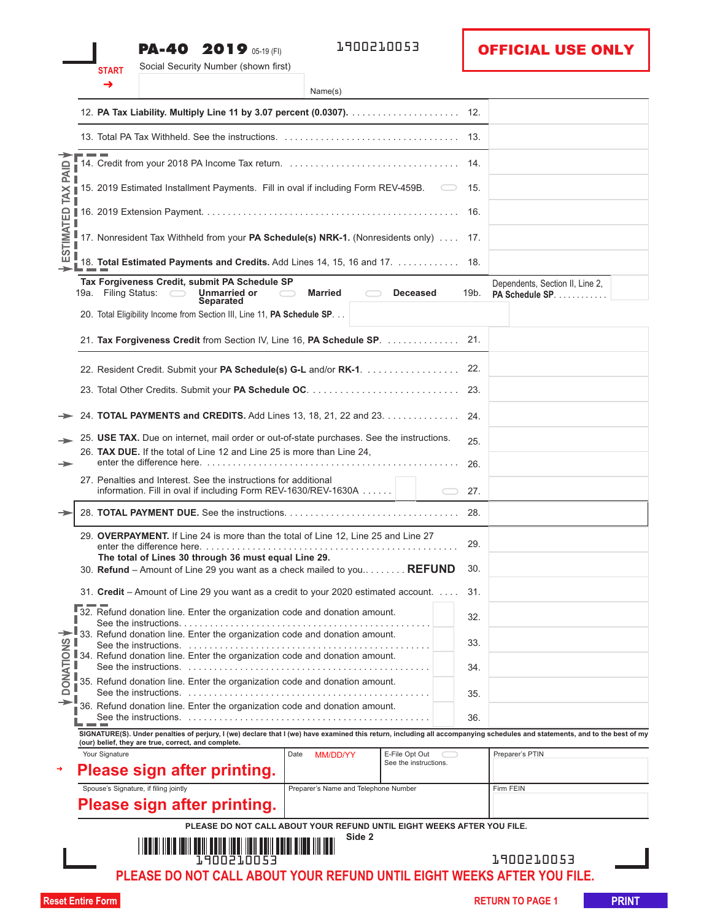**PA-40 2019** 05-19 (FI)

1900210053

**OFFICIAL USE ONLY**

START →

Social Security Number (shown first)

Name(s)

| | | |
|---|---|---|
| 12. **PA Tax Liability. Multiply Line 11 by 3.07 percent (0.0307).** | 12. | |
| 13. Total PA Tax Withheld. See the instructions. | 13. | |
| 14. Credit from your 2018 PA Income Tax return. | 14. | |
| 15. 2019 Estimated Installment Payments. Fill in oval if including Form REV-459B. | 15. | |
| 16. 2019 Extension Payment. | 16. | |
| 17. Nonresident Tax Withheld from your **PA Schedule(s) NRK-1.** (Nonresidents only) | 17. | |
| 18. **Total Estimated Payments and Credits.** Add Lines 14, 15, 16 and 17. | 18. | |

ESTIMATED TAX PAID

**Tax Forgiveness Credit, submit PA Schedule SP**

19a. Filing Status: **Unmarried or Separated** **Married** **Deceased**

19b. Dependents, Section II, Line 2, **PA Schedule SP.**

20. Total Eligibility Income from Section III, Line 11, **PA Schedule SP.**

| | | |
|---|---|---|
| 21. **Tax Forgiveness Credit** from Section IV, Line 16, **PA Schedule SP.** | 21. | |
| 22. Resident Credit. Submit your **PA Schedule(s) G-L** and/or **RK-1.** | 22. | |
| 23. Total Other Credits. Submit your **PA Schedule OC.** | 23. | |
| 24. **TOTAL PAYMENTS and CREDITS.** Add Lines 13, 18, 21, 22 and 23. | 24. | |
| 25. **USE TAX.** Due on internet, mail order or out-of-state purchases. See the instructions. | 25. | |
| 26. **TAX DUE.** If the total of Line 12 and Line 25 is more than Line 24, enter the difference here. | 26. | |
| 27. Penalties and Interest. See the instructions for additional information. Fill in oval if including Form REV-1630/REV-1630A | 27. | |
| 28. **TOTAL PAYMENT DUE.** See the instructions. | 28. | |
| 29. **OVERPAYMENT.** If Line 24 is more than the total of Line 12, Line 25 and Line 27 enter the difference here. | 29. | |
| **The total of Lines 30 through 36 must equal Line 29.** | | |
| 30. **Refund** – Amount of Line 29 you want as a check mailed to you. **REFUND** | 30. | |
| 31. **Credit** – Amount of Line 29 you want as a credit to your 2020 estimated account. | 31. | |
| 32. Refund donation line. Enter the organization code and donation amount. See the instructions. | 32. | |
| 33. Refund donation line. Enter the organization code and donation amount. See the instructions. | 33. | |
| 34. Refund donation line. Enter the organization code and donation amount. See the instructions. | 34. | |
| 35. Refund donation line. Enter the organization code and donation amount. See the instructions. | 35. | |
| 36. Refund donation line. Enter the organization code and donation amount. See the instructions. | 36. | |

DONATIONS

**SIGNATURE(S). Under penalties of perjury, I (we) declare that I (we) have examined this return, including all accompanying schedules and statements, and to the best of my (our) belief, they are true, correct, and complete.**

| | | | |
|---|---|---|---|
| Your Signature<br>**Please sign after printing.** | Date MM/DD/YY | E-File Opt Out<br>See the instructions. | Preparer's PTIN |
| Spouse's Signature, if filing jointly<br>**Please sign after printing.** | Preparer's Name and Telephone Number | | Firm FEIN |

**PLEASE DO NOT CALL ABOUT YOUR REFUND UNTIL EIGHT WEEKS AFTER YOU FILE.**

Side 2

1900210053

1900210053

**PLEASE DO NOT CALL ABOUT YOUR REFUND UNTIL EIGHT WEEKS AFTER YOU FILE.**

Reset Entire Form RETURN TO PAGE 1 PRINT